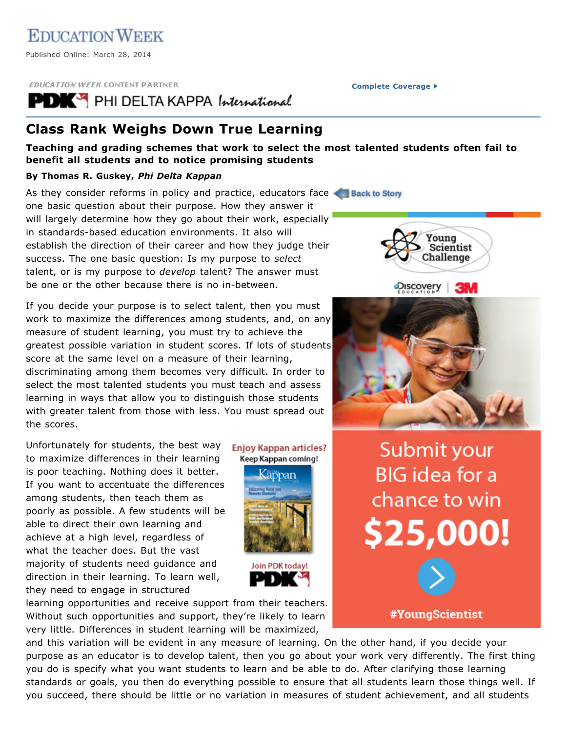EDUCATION WEEK

Published Online: March 28, 2014

EDUCATION WEEK CONTENT PARTNER

PDK PHI DELTA KAPPA International

# Class Rank Weighs Down True Learning

**Teaching and grading schemes that work to select the most talented students often fail to benefit all students and to notice promising students**

**By Thomas R. Guskey, *Phi Delta Kappan***

As they consider reforms in policy and practice, educators face one basic question about their purpose. How they answer it will largely determine how they go about their work, especially in standards-based education environments. It also will establish the direction of their career and how they judge their success. The one basic question: Is my purpose to *select* talent, or is my purpose to *develop* talent? The answer must be one or the other because there is no in-between.

If you decide your purpose is to select talent, then you must work to maximize the differences among students, and, on any measure of student learning, you must try to achieve the greatest possible variation in student scores. If lots of students score at the same level on a measure of their learning, discriminating among them becomes very difficult. In order to select the most talented students you must teach and assess learning in ways that allow you to distinguish those students with greater talent from those with less. You must spread out the scores.

Unfortunately for students, the best way to maximize differences in their learning is poor teaching. Nothing does it better. If you want to accentuate the differences among students, then teach them as poorly as possible. A few students will be able to direct their own learning and achieve at a high level, regardless of what the teacher does. But the vast majority of students need guidance and direction in their learning. To learn well, they need to engage in structured learning opportunities and receive support from their teachers. Without such opportunities and support, they're likely to learn very little. Differences in student learning will be maximized, and this variation will be evident in any measure of learning. On the other hand, if you decide your purpose as an educator is to develop talent, then you go about your work very differently. The first thing you do is specify what you want students to learn and be able to do. After clarifying those learning standards or goals, you then do everything possible to ensure that all students learn those things well. If you succeed, there should be little or no variation in measures of student achievement, and all students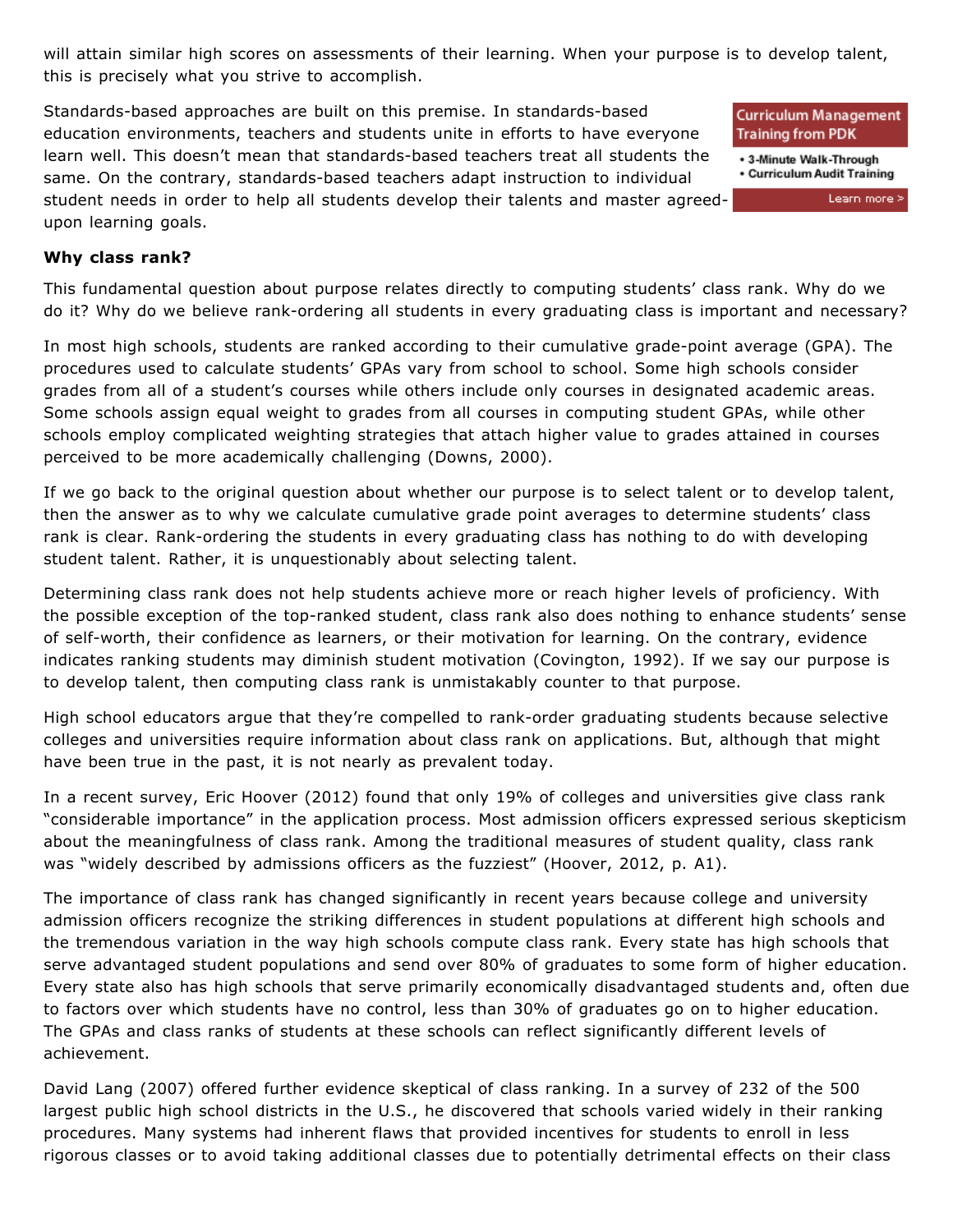will attain similar high scores on assessments of their learning. When your purpose is to develop talent, this is precisely what you strive to accomplish.

Standards-based approaches are built on this premise. In standards-based education environments, teachers and students unite in efforts to have everyone learn well. This doesn't mean that standards-based teachers treat all students the same. On the contrary, standards-based teachers adapt instruction to individual student needs in order to help all students develop their talents and master agreed-upon learning goals.

**Why class rank?**

This fundamental question about purpose relates directly to computing students' class rank. Why do we do it? Why do we believe rank-ordering all students in every graduating class is important and necessary?

In most high schools, students are ranked according to their cumulative grade-point average (GPA). The procedures used to calculate students' GPAs vary from school to school. Some high schools consider grades from all of a student's courses while others include only courses in designated academic areas. Some schools assign equal weight to grades from all courses in computing student GPAs, while other schools employ complicated weighting strategies that attach higher value to grades attained in courses perceived to be more academically challenging (Downs, 2000).

If we go back to the original question about whether our purpose is to select talent or to develop talent, then the answer as to why we calculate cumulative grade point averages to determine students' class rank is clear. Rank-ordering the students in every graduating class has nothing to do with developing student talent. Rather, it is unquestionably about selecting talent.

Determining class rank does not help students achieve more or reach higher levels of proficiency. With the possible exception of the top-ranked student, class rank also does nothing to enhance students' sense of self-worth, their confidence as learners, or their motivation for learning. On the contrary, evidence indicates ranking students may diminish student motivation (Covington, 1992). If we say our purpose is to develop talent, then computing class rank is unmistakably counter to that purpose.

High school educators argue that they're compelled to rank-order graduating students because selective colleges and universities require information about class rank on applications. But, although that might have been true in the past, it is not nearly as prevalent today.

In a recent survey, Eric Hoover (2012) found that only 19% of colleges and universities give class rank "considerable importance" in the application process. Most admission officers expressed serious skepticism about the meaningfulness of class rank. Among the traditional measures of student quality, class rank was "widely described by admissions officers as the fuzziest" (Hoover, 2012, p. A1).

The importance of class rank has changed significantly in recent years because college and university admission officers recognize the striking differences in student populations at different high schools and the tremendous variation in the way high schools compute class rank. Every state has high schools that serve advantaged student populations and send over 80% of graduates to some form of higher education. Every state also has high schools that serve primarily economically disadvantaged students and, often due to factors over which students have no control, less than 30% of graduates go on to higher education. The GPAs and class ranks of students at these schools can reflect significantly different levels of achievement.

David Lang (2007) offered further evidence skeptical of class ranking. In a survey of 232 of the 500 largest public high school districts in the U.S., he discovered that schools varied widely in their ranking procedures. Many systems had inherent flaws that provided incentives for students to enroll in less rigorous classes or to avoid taking additional classes due to potentially detrimental effects on their class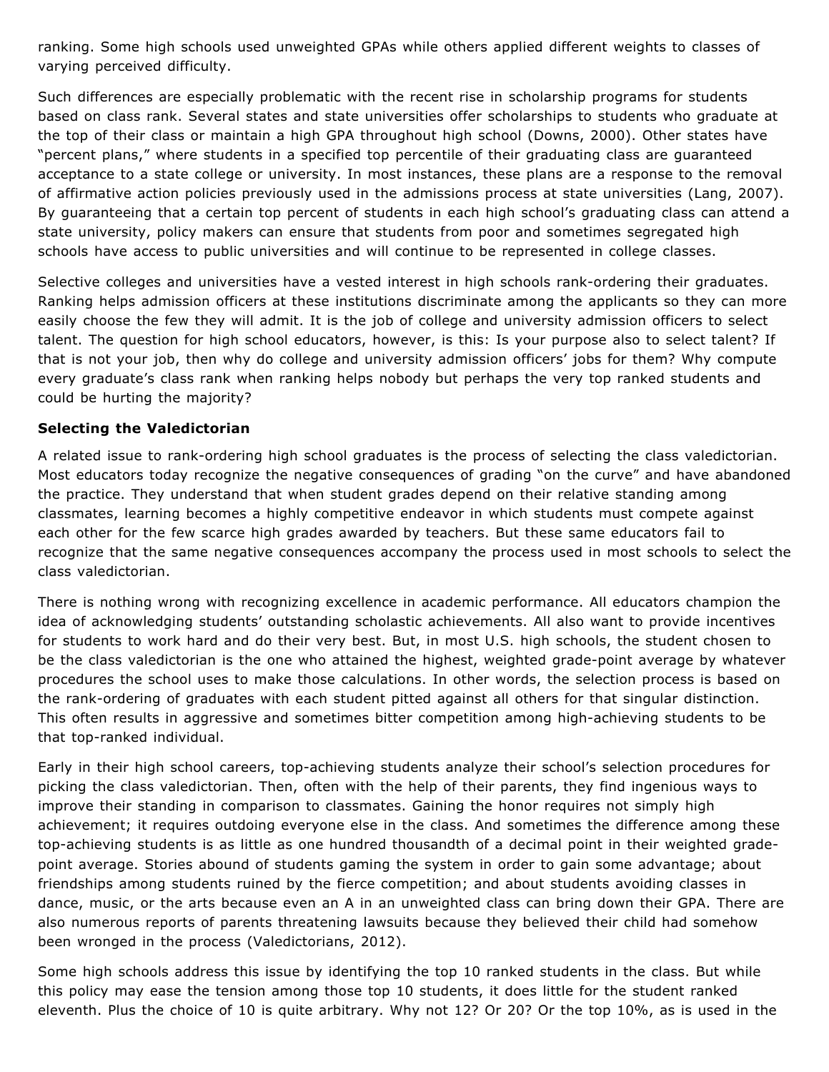ranking. Some high schools used unweighted GPAs while others applied different weights to classes of varying perceived difficulty.

Such differences are especially problematic with the recent rise in scholarship programs for students based on class rank. Several states and state universities offer scholarships to students who graduate at the top of their class or maintain a high GPA throughout high school (Downs, 2000). Other states have "percent plans," where students in a specified top percentile of their graduating class are guaranteed acceptance to a state college or university. In most instances, these plans are a response to the removal of affirmative action policies previously used in the admissions process at state universities (Lang, 2007). By guaranteeing that a certain top percent of students in each high school's graduating class can attend a state university, policy makers can ensure that students from poor and sometimes segregated high schools have access to public universities and will continue to be represented in college classes.

Selective colleges and universities have a vested interest in high schools rank-ordering their graduates. Ranking helps admission officers at these institutions discriminate among the applicants so they can more easily choose the few they will admit. It is the job of college and university admission officers to select talent. The question for high school educators, however, is this: Is your purpose also to select talent? If that is not your job, then why do college and university admission officers' jobs for them? Why compute every graduate's class rank when ranking helps nobody but perhaps the very top ranked students and could be hurting the majority?

**Selecting the Valedictorian**

A related issue to rank-ordering high school graduates is the process of selecting the class valedictorian. Most educators today recognize the negative consequences of grading "on the curve" and have abandoned the practice. They understand that when student grades depend on their relative standing among classmates, learning becomes a highly competitive endeavor in which students must compete against each other for the few scarce high grades awarded by teachers. But these same educators fail to recognize that the same negative consequences accompany the process used in most schools to select the class valedictorian.

There is nothing wrong with recognizing excellence in academic performance. All educators champion the idea of acknowledging students' outstanding scholastic achievements. All also want to provide incentives for students to work hard and do their very best. But, in most U.S. high schools, the student chosen to be the class valedictorian is the one who attained the highest, weighted grade-point average by whatever procedures the school uses to make those calculations. In other words, the selection process is based on the rank-ordering of graduates with each student pitted against all others for that singular distinction. This often results in aggressive and sometimes bitter competition among high-achieving students to be that top-ranked individual.

Early in their high school careers, top-achieving students analyze their school's selection procedures for picking the class valedictorian. Then, often with the help of their parents, they find ingenious ways to improve their standing in comparison to classmates. Gaining the honor requires not simply high achievement; it requires outdoing everyone else in the class. And sometimes the difference among these top-achieving students is as little as one hundred thousandth of a decimal point in their weighted grade-point average. Stories abound of students gaming the system in order to gain some advantage; about friendships among students ruined by the fierce competition; and about students avoiding classes in dance, music, or the arts because even an A in an unweighted class can bring down their GPA. There are also numerous reports of parents threatening lawsuits because they believed their child had somehow been wronged in the process (Valedictorians, 2012).

Some high schools address this issue by identifying the top 10 ranked students in the class. But while this policy may ease the tension among those top 10 students, it does little for the student ranked eleventh. Plus the choice of 10 is quite arbitrary. Why not 12? Or 20? Or the top 10%, as is used in the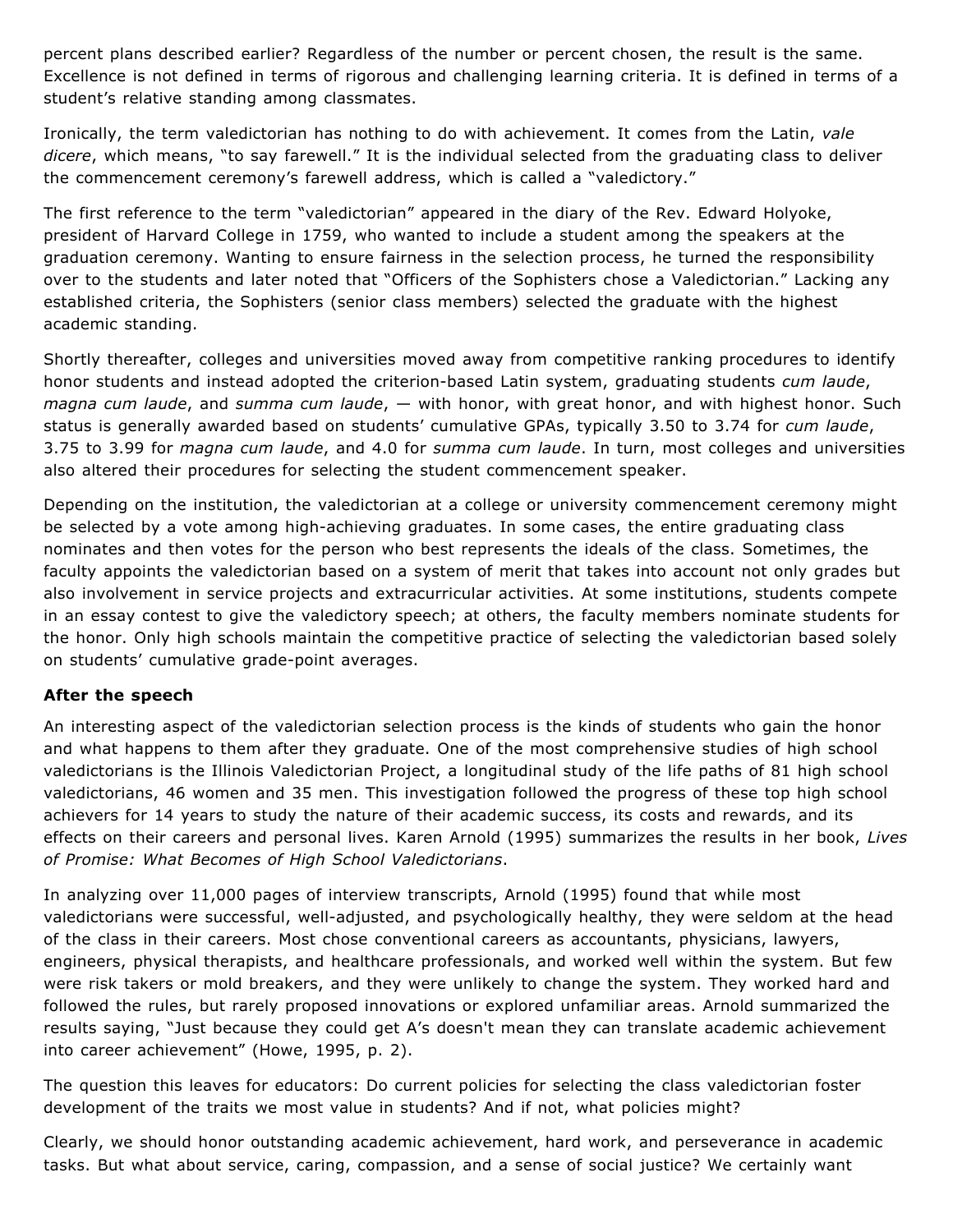percent plans described earlier? Regardless of the number or percent chosen, the result is the same. Excellence is not defined in terms of rigorous and challenging learning criteria. It is defined in terms of a student's relative standing among classmates.

Ironically, the term valedictorian has nothing to do with achievement. It comes from the Latin, *vale dicere*, which means, "to say farewell." It is the individual selected from the graduating class to deliver the commencement ceremony's farewell address, which is called a "valedictory."

The first reference to the term "valedictorian" appeared in the diary of the Rev. Edward Holyoke, president of Harvard College in 1759, who wanted to include a student among the speakers at the graduation ceremony. Wanting to ensure fairness in the selection process, he turned the responsibility over to the students and later noted that "Officers of the Sophisters chose a Valedictorian." Lacking any established criteria, the Sophisters (senior class members) selected the graduate with the highest academic standing.

Shortly thereafter, colleges and universities moved away from competitive ranking procedures to identify honor students and instead adopted the criterion-based Latin system, graduating students *cum laude*, *magna cum laude*, and *summa cum laude*, — with honor, with great honor, and with highest honor. Such status is generally awarded based on students' cumulative GPAs, typically 3.50 to 3.74 for *cum laude*, 3.75 to 3.99 for *magna cum laude*, and 4.0 for *summa cum laude*. In turn, most colleges and universities also altered their procedures for selecting the student commencement speaker.

Depending on the institution, the valedictorian at a college or university commencement ceremony might be selected by a vote among high-achieving graduates. In some cases, the entire graduating class nominates and then votes for the person who best represents the ideals of the class. Sometimes, the faculty appoints the valedictorian based on a system of merit that takes into account not only grades but also involvement in service projects and extracurricular activities. At some institutions, students compete in an essay contest to give the valedictory speech; at others, the faculty members nominate students for the honor. Only high schools maintain the competitive practice of selecting the valedictorian based solely on students' cumulative grade-point averages.

**After the speech**

An interesting aspect of the valedictorian selection process is the kinds of students who gain the honor and what happens to them after they graduate. One of the most comprehensive studies of high school valedictorians is the Illinois Valedictorian Project, a longitudinal study of the life paths of 81 high school valedictorians, 46 women and 35 men. This investigation followed the progress of these top high school achievers for 14 years to study the nature of their academic success, its costs and rewards, and its effects on their careers and personal lives. Karen Arnold (1995) summarizes the results in her book, *Lives of Promise: What Becomes of High School Valedictorians*.

In analyzing over 11,000 pages of interview transcripts, Arnold (1995) found that while most valedictorians were successful, well-adjusted, and psychologically healthy, they were seldom at the head of the class in their careers. Most chose conventional careers as accountants, physicians, lawyers, engineers, physical therapists, and healthcare professionals, and worked well within the system. But few were risk takers or mold breakers, and they were unlikely to change the system. They worked hard and followed the rules, but rarely proposed innovations or explored unfamiliar areas. Arnold summarized the results saying, "Just because they could get A's doesn't mean they can translate academic achievement into career achievement" (Howe, 1995, p. 2).

The question this leaves for educators: Do current policies for selecting the class valedictorian foster development of the traits we most value in students? And if not, what policies might?

Clearly, we should honor outstanding academic achievement, hard work, and perseverance in academic tasks. But what about service, caring, compassion, and a sense of social justice? We certainly want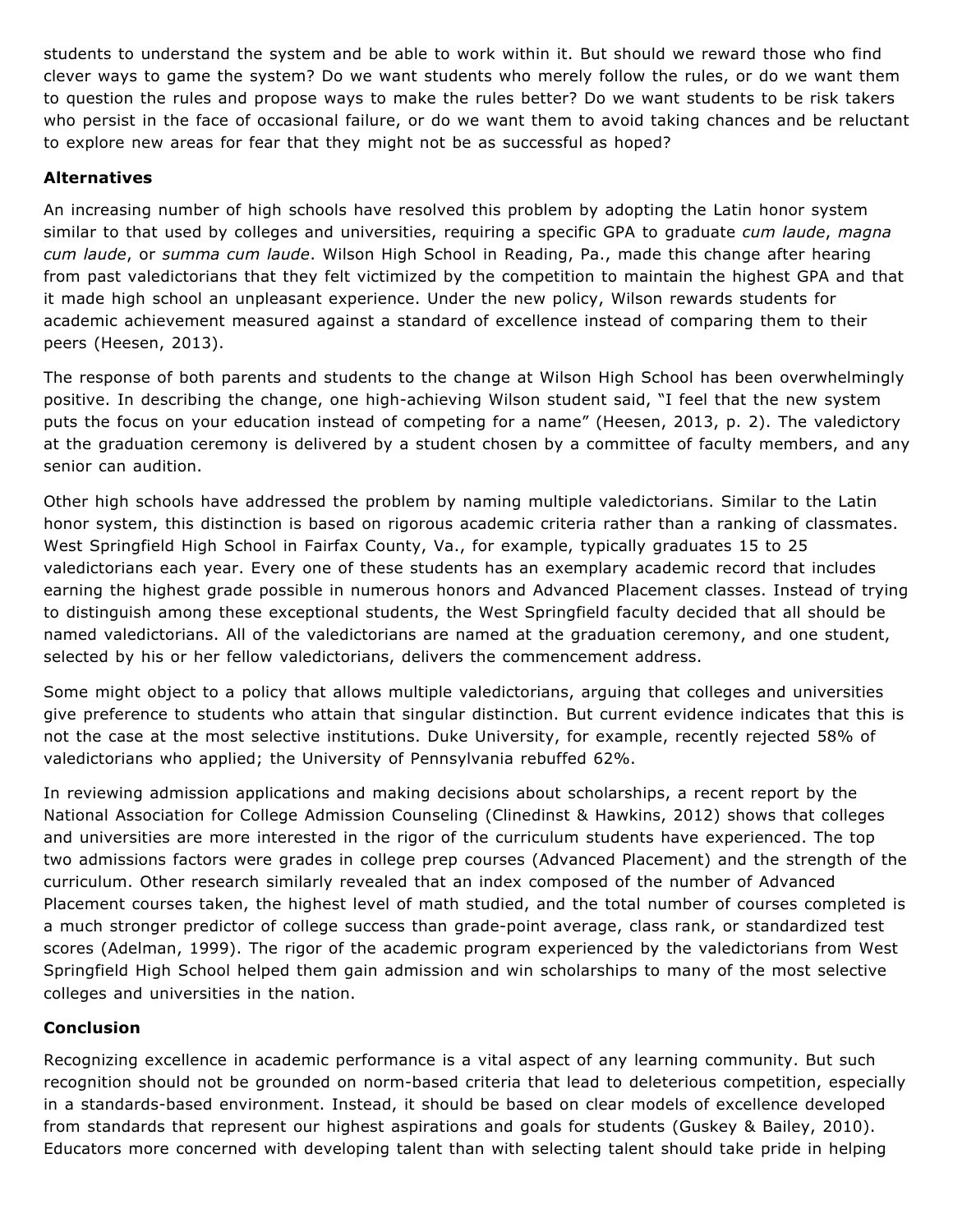students to understand the system and be able to work within it. But should we reward those who find clever ways to game the system? Do we want students who merely follow the rules, or do we want them to question the rules and propose ways to make the rules better? Do we want students to be risk takers who persist in the face of occasional failure, or do we want them to avoid taking chances and be reluctant to explore new areas for fear that they might not be as successful as hoped?

### Alternatives

An increasing number of high schools have resolved this problem by adopting the Latin honor system similar to that used by colleges and universities, requiring a specific GPA to graduate *cum laude*, *magna cum laude*, or *summa cum laude*. Wilson High School in Reading, Pa., made this change after hearing from past valedictorians that they felt victimized by the competition to maintain the highest GPA and that it made high school an unpleasant experience. Under the new policy, Wilson rewards students for academic achievement measured against a standard of excellence instead of comparing them to their peers (Heesen, 2013).

The response of both parents and students to the change at Wilson High School has been overwhelmingly positive. In describing the change, one high-achieving Wilson student said, "I feel that the new system puts the focus on your education instead of competing for a name" (Heesen, 2013, p. 2). The valedictory at the graduation ceremony is delivered by a student chosen by a committee of faculty members, and any senior can audition.

Other high schools have addressed the problem by naming multiple valedictorians. Similar to the Latin honor system, this distinction is based on rigorous academic criteria rather than a ranking of classmates. West Springfield High School in Fairfax County, Va., for example, typically graduates 15 to 25 valedictorians each year. Every one of these students has an exemplary academic record that includes earning the highest grade possible in numerous honors and Advanced Placement classes. Instead of trying to distinguish among these exceptional students, the West Springfield faculty decided that all should be named valedictorians. All of the valedictorians are named at the graduation ceremony, and one student, selected by his or her fellow valedictorians, delivers the commencement address.

Some might object to a policy that allows multiple valedictorians, arguing that colleges and universities give preference to students who attain that singular distinction. But current evidence indicates that this is not the case at the most selective institutions. Duke University, for example, recently rejected 58% of valedictorians who applied; the University of Pennsylvania rebuffed 62%.

In reviewing admission applications and making decisions about scholarships, a recent report by the National Association for College Admission Counseling (Clinedinst & Hawkins, 2012) shows that colleges and universities are more interested in the rigor of the curriculum students have experienced. The top two admissions factors were grades in college prep courses (Advanced Placement) and the strength of the curriculum. Other research similarly revealed that an index composed of the number of Advanced Placement courses taken, the highest level of math studied, and the total number of courses completed is a much stronger predictor of college success than grade-point average, class rank, or standardized test scores (Adelman, 1999). The rigor of the academic program experienced by the valedictorians from West Springfield High School helped them gain admission and win scholarships to many of the most selective colleges and universities in the nation.

### Conclusion

Recognizing excellence in academic performance is a vital aspect of any learning community. But such recognition should not be grounded on norm-based criteria that lead to deleterious competition, especially in a standards-based environment. Instead, it should be based on clear models of excellence developed from standards that represent our highest aspirations and goals for students (Guskey & Bailey, 2010). Educators more concerned with developing talent than with selecting talent should take pride in helping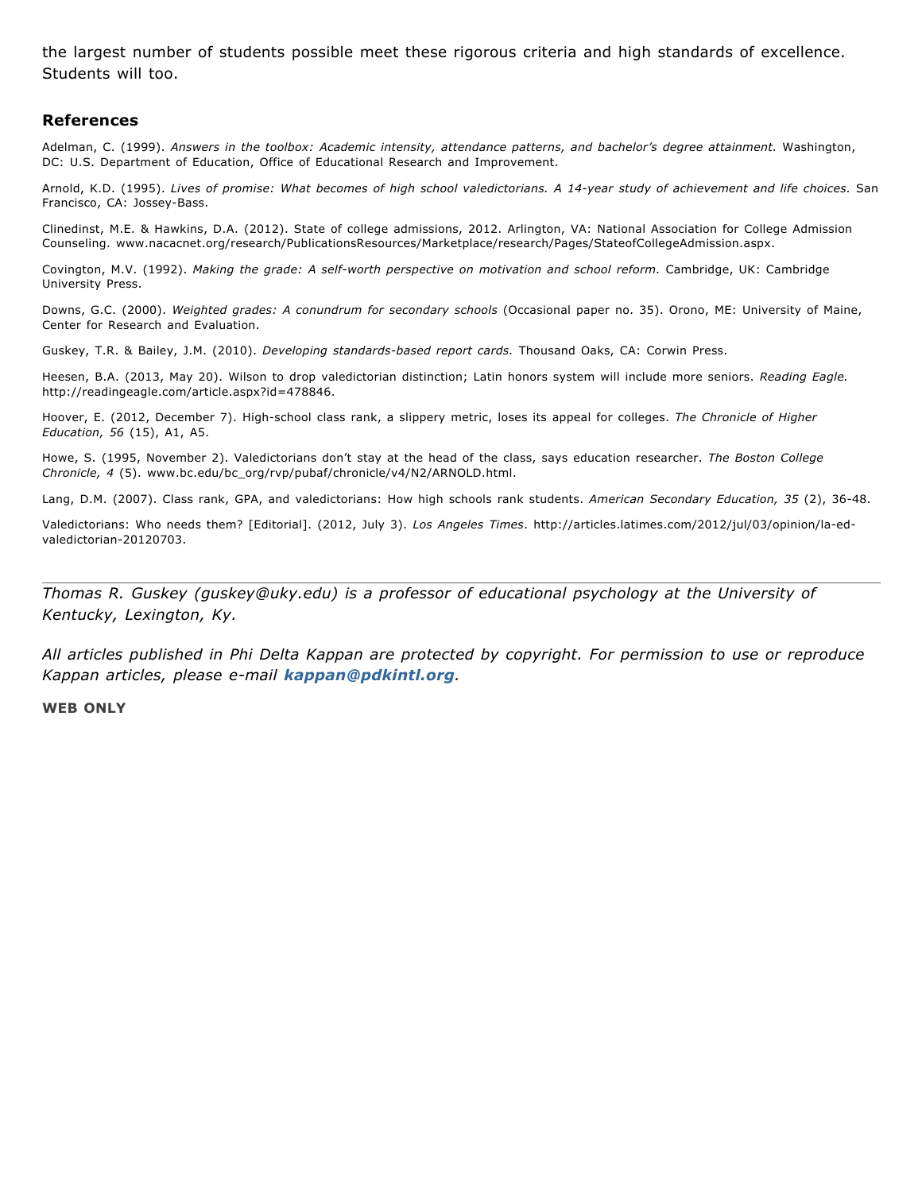the largest number of students possible meet these rigorous criteria and high standards of excellence. Students will too.

## References

Adelman, C. (1999). *Answers in the toolbox: Academic intensity, attendance patterns, and bachelor's degree attainment.* Washington, DC: U.S. Department of Education, Office of Educational Research and Improvement.

Arnold, K.D. (1995). *Lives of promise: What becomes of high school valedictorians. A 14-year study of achievement and life choices.* San Francisco, CA: Jossey-Bass.

Clinedinst, M.E. & Hawkins, D.A. (2012). State of college admissions, 2012. Arlington, VA: National Association for College Admission Counseling. www.nacacnet.org/research/PublicationsResources/Marketplace/research/Pages/StateofCollegeAdmission.aspx.

Covington, M.V. (1992). *Making the grade: A self-worth perspective on motivation and school reform.* Cambridge, UK: Cambridge University Press.

Downs, G.C. (2000). *Weighted grades: A conundrum for secondary schools* (Occasional paper no. 35). Orono, ME: University of Maine, Center for Research and Evaluation.

Guskey, T.R. & Bailey, J.M. (2010). *Developing standards-based report cards.* Thousand Oaks, CA: Corwin Press.

Heesen, B.A. (2013, May 20). Wilson to drop valedictorian distinction; Latin honors system will include more seniors. *Reading Eagle.* http://readingeagle.com/article.aspx?id=478846.

Hoover, E. (2012, December 7). High-school class rank, a slippery metric, loses its appeal for colleges. *The Chronicle of Higher Education, 56* (15), A1, A5.

Howe, S. (1995, November 2). Valedictorians don't stay at the head of the class, says education researcher. *The Boston College Chronicle, 4* (5). www.bc.edu/bc_org/rvp/pubaf/chronicle/v4/N2/ARNOLD.html.

Lang, D.M. (2007). Class rank, GPA, and valedictorians: How high schools rank students. *American Secondary Education, 35* (2), 36-48.

Valedictorians: Who needs them? [Editorial]. (2012, July 3). *Los Angeles Times*. http://articles.latimes.com/2012/jul/03/opinion/la-ed-valedictorian-20120703.

---

*Thomas R. Guskey (guskey@uky.edu) is a professor of educational psychology at the University of Kentucky, Lexington, Ky.*

*All articles published in Phi Delta Kappan are protected by copyright. For permission to use or reproduce Kappan articles, please e-mail* ***kappan@pdkintl.org****.*

**WEB ONLY**